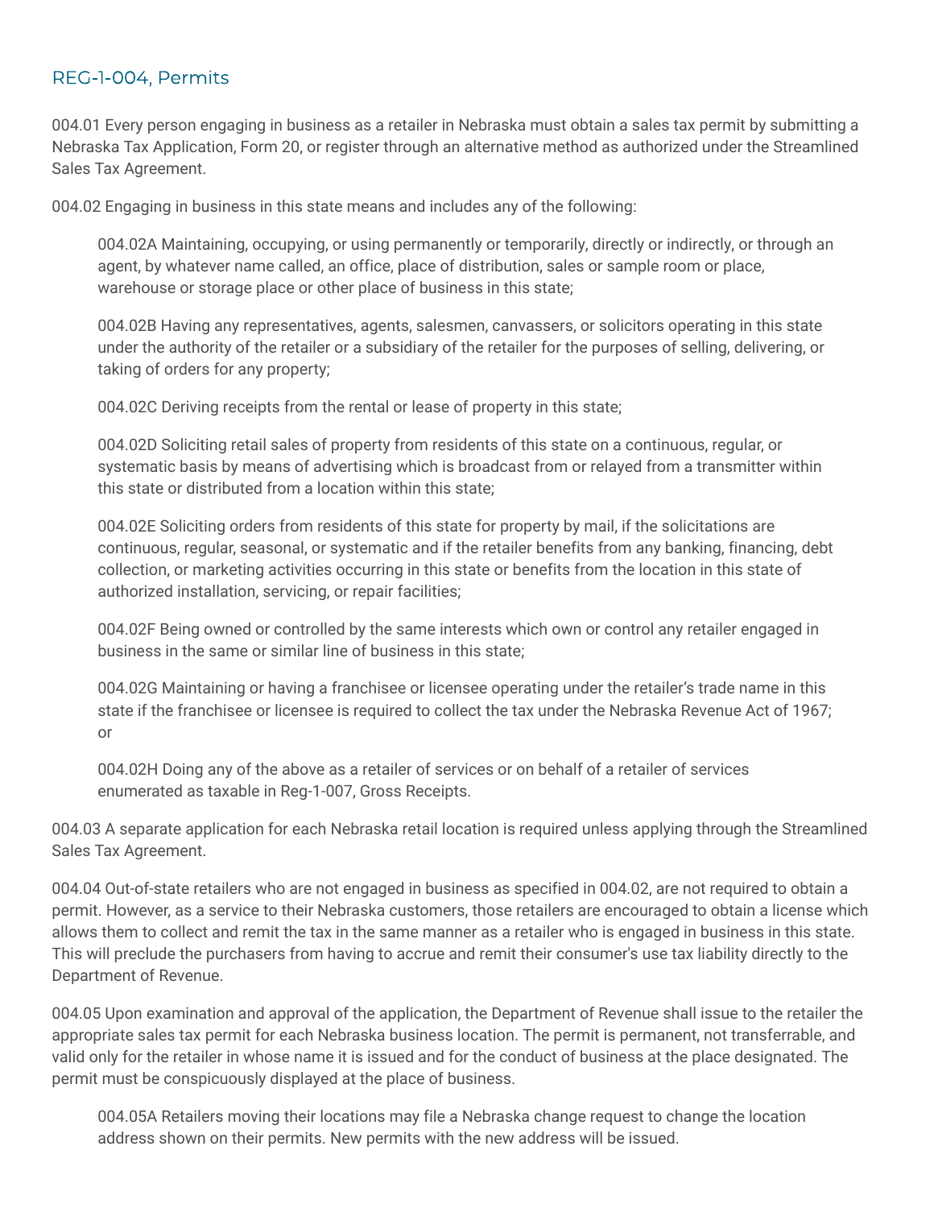## REG-1-004, Permits

004.01 Every person engaging in business as a retailer in Nebraska must obtain a sales tax permit by submitting a Nebraska Tax Application, Form 20, or register through an alternative method as authorized under the Streamlined Sales Tax Agreement.

004.02 Engaging in business in this state means and includes any of the following:

> 004.02A Maintaining, occupying, or using permanently or temporarily, directly or indirectly, or through an agent, by whatever name called, an office, place of distribution, sales or sample room or place, warehouse or storage place or other place of business in this state;
>
> 004.02B Having any representatives, agents, salesmen, canvassers, or solicitors operating in this state under the authority of the retailer or a subsidiary of the retailer for the purposes of selling, delivering, or taking of orders for any property;
>
> 004.02C Deriving receipts from the rental or lease of property in this state;
>
> 004.02D Soliciting retail sales of property from residents of this state on a continuous, regular, or systematic basis by means of advertising which is broadcast from or relayed from a transmitter within this state or distributed from a location within this state;
>
> 004.02E Soliciting orders from residents of this state for property by mail, if the solicitations are continuous, regular, seasonal, or systematic and if the retailer benefits from any banking, financing, debt collection, or marketing activities occurring in this state or benefits from the location in this state of authorized installation, servicing, or repair facilities;
>
> 004.02F Being owned or controlled by the same interests which own or control any retailer engaged in business in the same or similar line of business in this state;
>
> 004.02G Maintaining or having a franchisee or licensee operating under the retailer's trade name in this state if the franchisee or licensee is required to collect the tax under the Nebraska Revenue Act of 1967; or
>
> 004.02H Doing any of the above as a retailer of services or on behalf of a retailer of services enumerated as taxable in Reg-1-007, Gross Receipts.

004.03 A separate application for each Nebraska retail location is required unless applying through the Streamlined Sales Tax Agreement.

004.04 Out-of-state retailers who are not engaged in business as specified in 004.02, are not required to obtain a permit. However, as a service to their Nebraska customers, those retailers are encouraged to obtain a license which allows them to collect and remit the tax in the same manner as a retailer who is engaged in business in this state. This will preclude the purchasers from having to accrue and remit their consumer's use tax liability directly to the Department of Revenue.

004.05 Upon examination and approval of the application, the Department of Revenue shall issue to the retailer the appropriate sales tax permit for each Nebraska business location. The permit is permanent, not transferrable, and valid only for the retailer in whose name it is issued and for the conduct of business at the place designated. The permit must be conspicuously displayed at the place of business.

> 004.05A Retailers moving their locations may file a Nebraska change request to change the location address shown on their permits. New permits with the new address will be issued.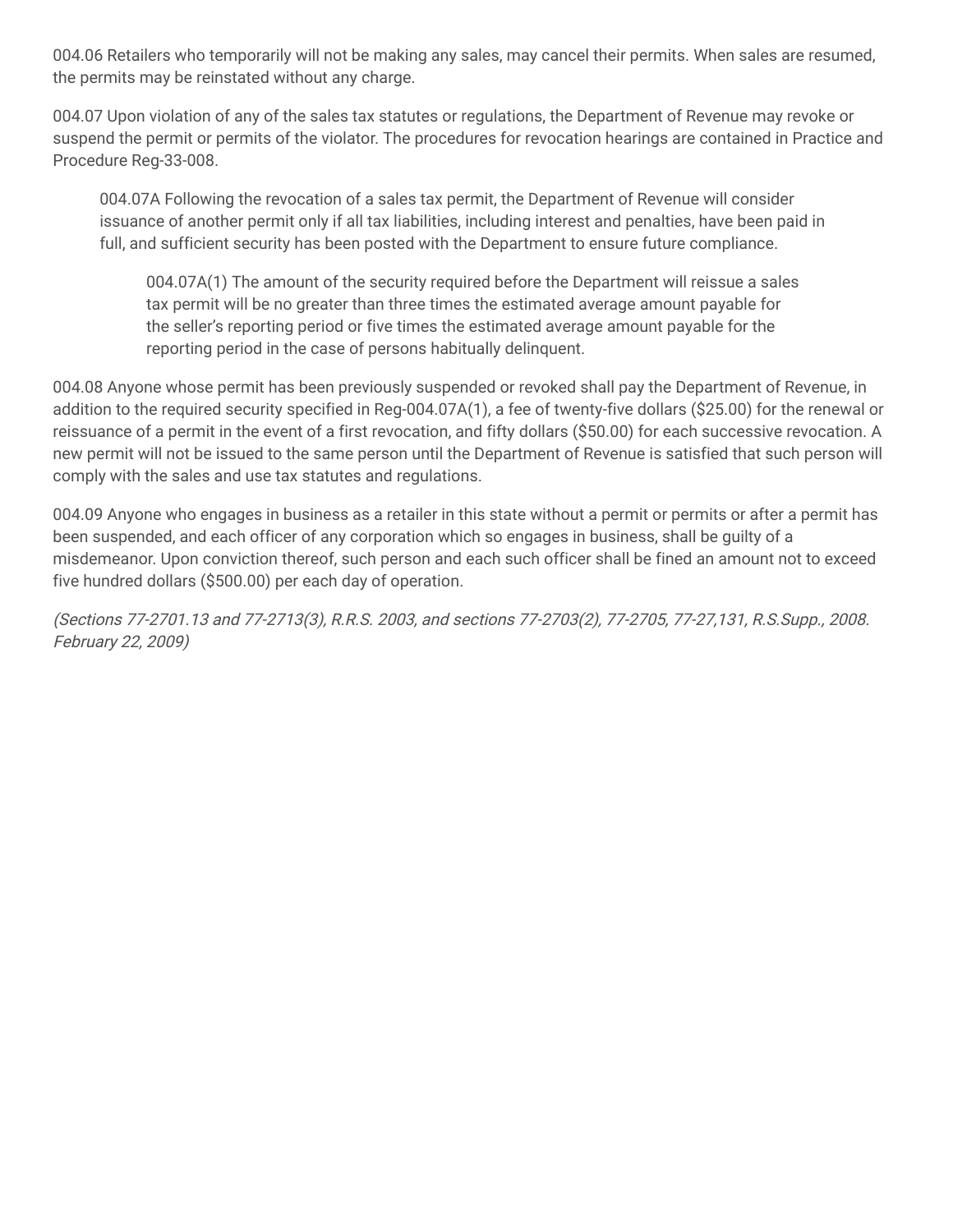004.06 Retailers who temporarily will not be making any sales, may cancel their permits. When sales are resumed, the permits may be reinstated without any charge.

004.07 Upon violation of any of the sales tax statutes or regulations, the Department of Revenue may revoke or suspend the permit or permits of the violator. The procedures for revocation hearings are contained in Practice and Procedure Reg-33-008.

> 004.07A Following the revocation of a sales tax permit, the Department of Revenue will consider issuance of another permit only if all tax liabilities, including interest and penalties, have been paid in full, and sufficient security has been posted with the Department to ensure future compliance.
>
> > 004.07A(1) The amount of the security required before the Department will reissue a sales tax permit will be no greater than three times the estimated average amount payable for the seller's reporting period or five times the estimated average amount payable for the reporting period in the case of persons habitually delinquent.

004.08 Anyone whose permit has been previously suspended or revoked shall pay the Department of Revenue, in addition to the required security specified in Reg-004.07A(1), a fee of twenty-five dollars ($25.00) for the renewal or reissuance of a permit in the event of a first revocation, and fifty dollars ($50.00) for each successive revocation. A new permit will not be issued to the same person until the Department of Revenue is satisfied that such person will comply with the sales and use tax statutes and regulations.

004.09 Anyone who engages in business as a retailer in this state without a permit or permits or after a permit has been suspended, and each officer of any corporation which so engages in business, shall be guilty of a misdemeanor. Upon conviction thereof, such person and each such officer shall be fined an amount not to exceed five hundred dollars ($500.00) per each day of operation.

*(Sections 77-2701.13 and 77-2713(3), R.R.S. 2003, and sections 77-2703(2), 77-2705, 77-27,131, R.S.Supp., 2008. February 22, 2009)*